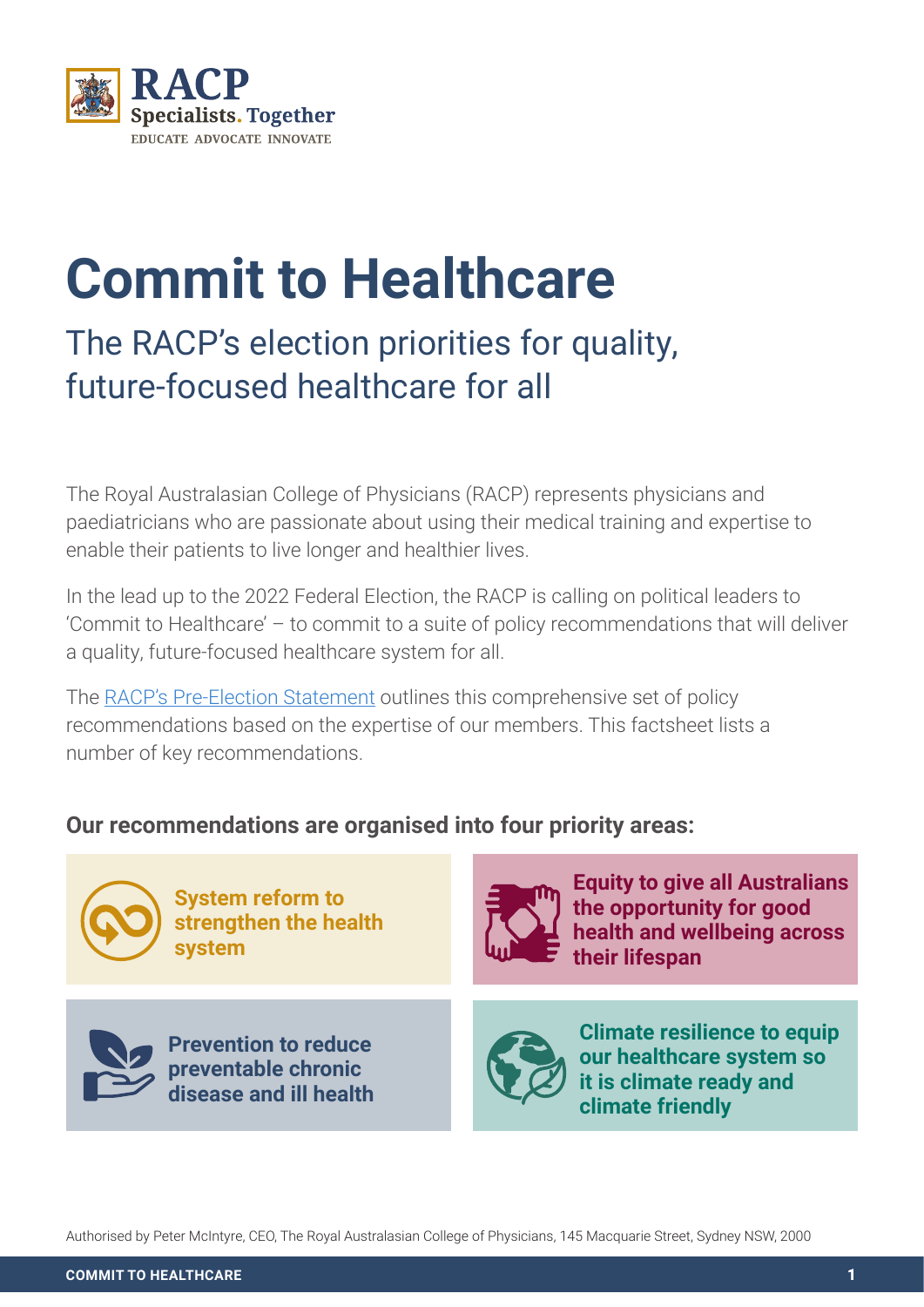RACP
**Specialists. Together**
EDUCATE ADVOCATE INNOVATE

# Commit to Healthcare

## The RACP's election priorities for quality, future-focused healthcare for all

The Royal Australasian College of Physicians (RACP) represents physicians and paediatricians who are passionate about using their medical training and expertise to enable their patients to live longer and healthier lives.

In the lead up to the 2022 Federal Election, the RACP is calling on political leaders to 'Commit to Healthcare' – to commit to a suite of policy recommendations that will deliver a quality, future-focused healthcare system for all.

The RACP's Pre-Election Statement outlines this comprehensive set of policy recommendations based on the expertise of our members. This factsheet lists a number of key recommendations.

**Our recommendations are organised into four priority areas:**

- **System reform to strengthen the health system**
- **Equity to give all Australians the opportunity for good health and wellbeing across their lifespan**
- **Prevention to reduce preventable chronic disease and ill health**
- **Climate resilience to equip our healthcare system so it is climate ready and climate friendly**

Authorised by Peter McIntyre, CEO, The Royal Australasian College of Physicians, 145 Macquarie Street, Sydney NSW, 2000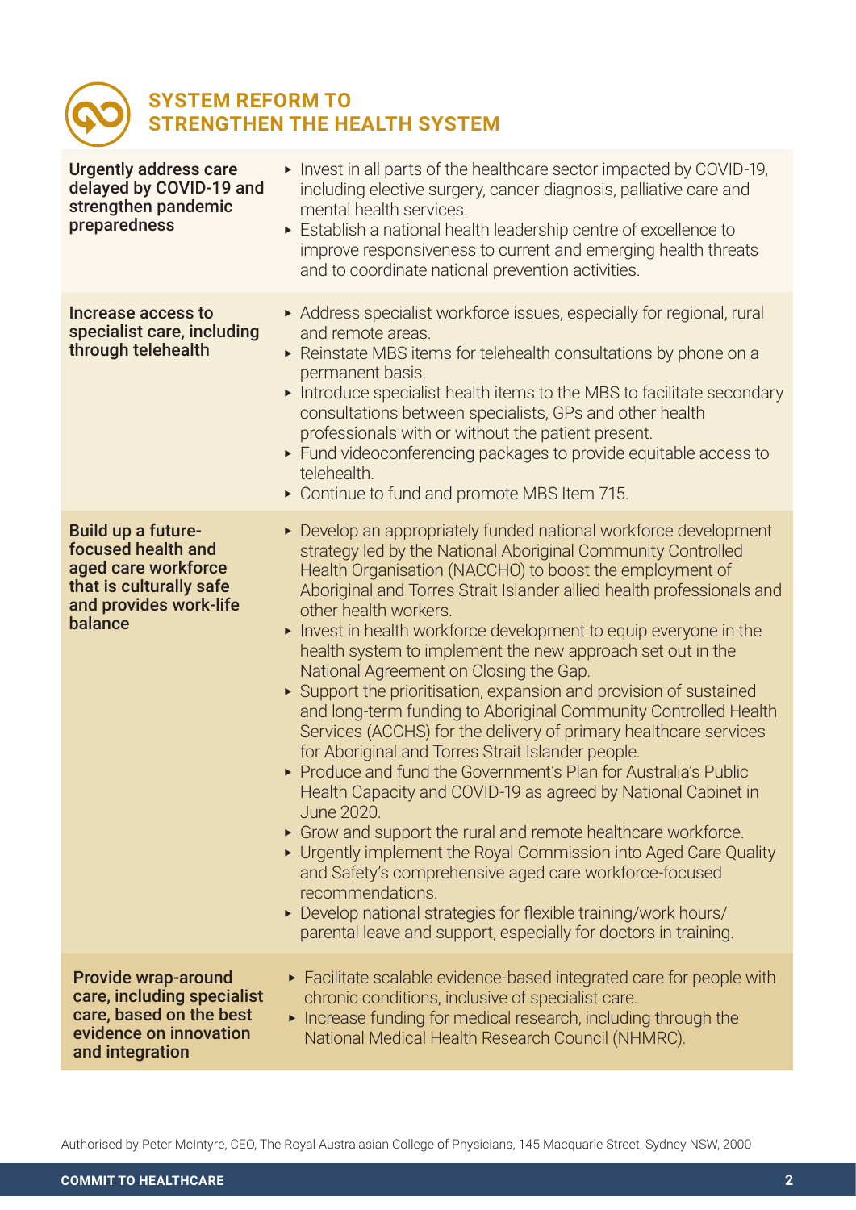## SYSTEM REFORM TO STRENGTHEN THE HEALTH SYSTEM

**Urgently address care delayed by COVID-19 and strengthen pandemic preparedness**

- Invest in all parts of the healthcare sector impacted by COVID-19, including elective surgery, cancer diagnosis, palliative care and mental health services.
- Establish a national health leadership centre of excellence to improve responsiveness to current and emerging health threats and to coordinate national prevention activities.

**Increase access to specialist care, including through telehealth**

- Address specialist workforce issues, especially for regional, rural and remote areas.
- Reinstate MBS items for telehealth consultations by phone on a permanent basis.
- Introduce specialist health items to the MBS to facilitate secondary consultations between specialists, GPs and other health professionals with or without the patient present.
- Fund videoconferencing packages to provide equitable access to telehealth.
- Continue to fund and promote MBS Item 715.

**Build up a future-focused health and aged care workforce that is culturally safe and provides work-life balance**

- Develop an appropriately funded national workforce development strategy led by the National Aboriginal Community Controlled Health Organisation (NACCHO) to boost the employment of Aboriginal and Torres Strait Islander allied health professionals and other health workers.
- Invest in health workforce development to equip everyone in the health system to implement the new approach set out in the National Agreement on Closing the Gap.
- Support the prioritisation, expansion and provision of sustained and long-term funding to Aboriginal Community Controlled Health Services (ACCHS) for the delivery of primary healthcare services for Aboriginal and Torres Strait Islander people.
- Produce and fund the Government's Plan for Australia's Public Health Capacity and COVID-19 as agreed by National Cabinet in June 2020.
- Grow and support the rural and remote healthcare workforce.
- Urgently implement the Royal Commission into Aged Care Quality and Safety's comprehensive aged care workforce-focused recommendations.
- Develop national strategies for flexible training/work hours/ parental leave and support, especially for doctors in training.

**Provide wrap-around care, including specialist care, based on the best evidence on innovation and integration**

- Facilitate scalable evidence-based integrated care for people with chronic conditions, inclusive of specialist care.
- Increase funding for medical research, including through the National Medical Health Research Council (NHMRC).

Authorised by Peter McIntyre, CEO, The Royal Australasian College of Physicians, 145 Macquarie Street, Sydney NSW, 2000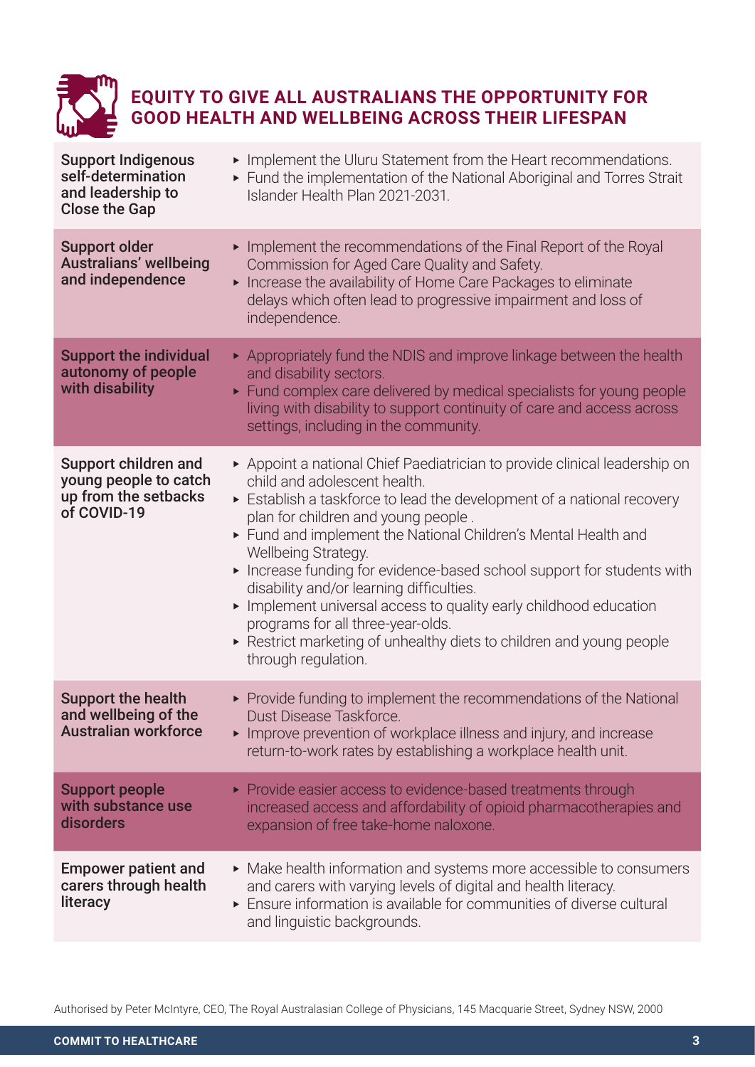## EQUITY TO GIVE ALL AUSTRALIANS THE OPPORTUNITY FOR GOOD HEALTH AND WELLBEING ACROSS THEIR LIFESPAN

| | |
|---|---|
| **Support Indigenous self-determination and leadership to Close the Gap** | ▸ Implement the Uluru Statement from the Heart recommendations.<br>▸ Fund the implementation of the National Aboriginal and Torres Strait Islander Health Plan 2021-2031. |
| **Support older Australians' wellbeing and independence** | ▸ Implement the recommendations of the Final Report of the Royal Commission for Aged Care Quality and Safety.<br>▸ Increase the availability of Home Care Packages to eliminate delays which often lead to progressive impairment and loss of independence. |
| **Support the individual autonomy of people with disability** | ▸ Appropriately fund the NDIS and improve linkage between the health and disability sectors.<br>▸ Fund complex care delivered by medical specialists for young people living with disability to support continuity of care and access across settings, including in the community. |
| **Support children and young people to catch up from the setbacks of COVID-19** | ▸ Appoint a national Chief Paediatrician to provide clinical leadership on child and adolescent health.<br>▸ Establish a taskforce to lead the development of a national recovery plan for children and young people .<br>▸ Fund and implement the National Children's Mental Health and Wellbeing Strategy.<br>▸ Increase funding for evidence-based school support for students with disability and/or learning difficulties.<br>▸ Implement universal access to quality early childhood education programs for all three-year-olds.<br>▸ Restrict marketing of unhealthy diets to children and young people through regulation. |
| **Support the health and wellbeing of the Australian workforce** | ▸ Provide funding to implement the recommendations of the National Dust Disease Taskforce.<br>▸ Improve prevention of workplace illness and injury, and increase return-to-work rates by establishing a workplace health unit. |
| **Support people with substance use disorders** | ▸ Provide easier access to evidence-based treatments through increased access and affordability of opioid pharmacotherapies and expansion of free take-home naloxone. |
| **Empower patient and carers through health literacy** | ▸ Make health information and systems more accessible to consumers and carers with varying levels of digital and health literacy.<br>▸ Ensure information is available for communities of diverse cultural and linguistic backgrounds. |

Authorised by Peter McIntyre, CEO, The Royal Australasian College of Physicians, 145 Macquarie Street, Sydney NSW, 2000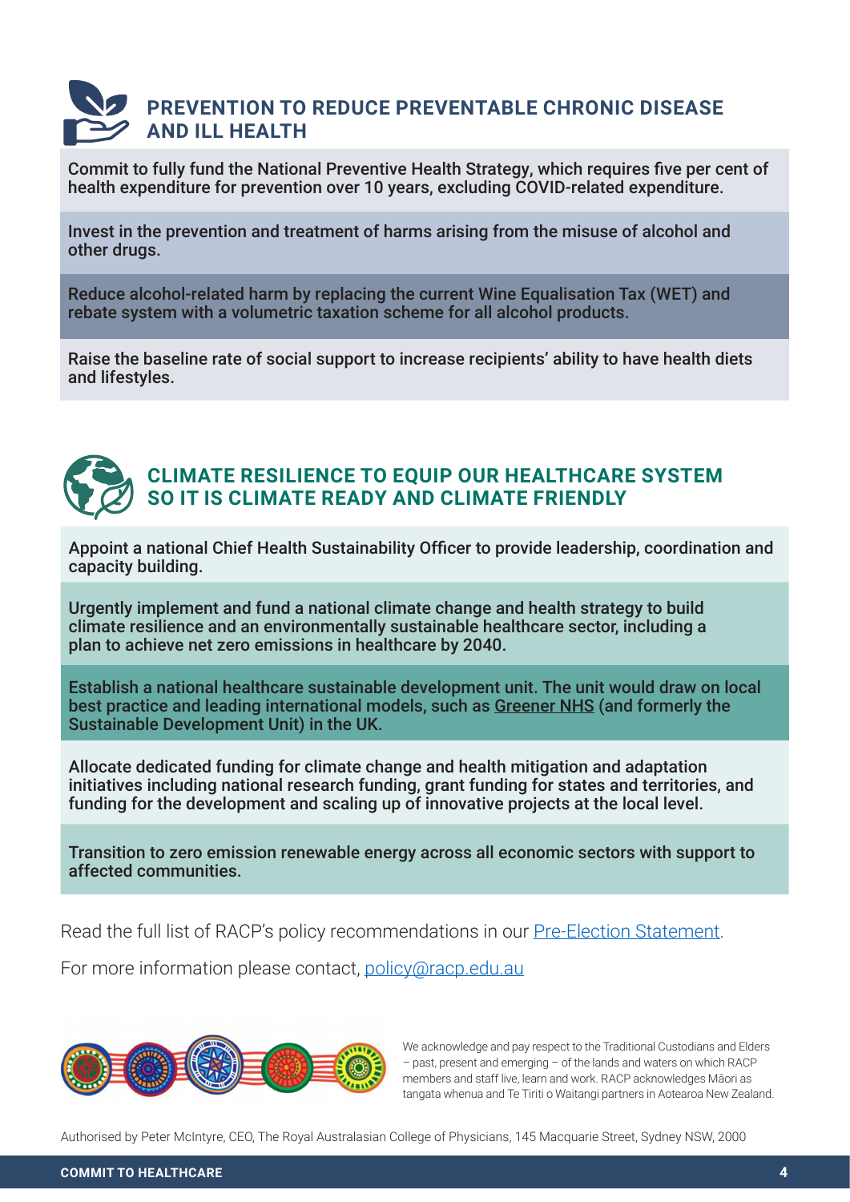## PREVENTION TO REDUCE PREVENTABLE CHRONIC DISEASE AND ILL HEALTH

**Commit to fully fund the National Preventive Health Strategy, which requires five per cent of health expenditure for prevention over 10 years, excluding COVID-related expenditure.**

**Invest in the prevention and treatment of harms arising from the misuse of alcohol and other drugs.**

**Reduce alcohol-related harm by replacing the current Wine Equalisation Tax (WET) and rebate system with a volumetric taxation scheme for all alcohol products.**

**Raise the baseline rate of social support to increase recipients' ability to have health diets and lifestyles.**

## CLIMATE RESILIENCE TO EQUIP OUR HEALTHCARE SYSTEM SO IT IS CLIMATE READY AND CLIMATE FRIENDLY

**Appoint a national Chief Health Sustainability Officer to provide leadership, coordination and capacity building.**

**Urgently implement and fund a national climate change and health strategy to build climate resilience and an environmentally sustainable healthcare sector, including a plan to achieve net zero emissions in healthcare by 2040.**

**Establish a national healthcare sustainable development unit. The unit would draw on local best practice and leading international models, such as Greener NHS (and formerly the Sustainable Development Unit) in the UK.**

**Allocate dedicated funding for climate change and health mitigation and adaptation initiatives including national research funding, grant funding for states and territories, and funding for the development and scaling up of innovative projects at the local level.**

**Transition to zero emission renewable energy across all economic sectors with support to affected communities.**

Read the full list of RACP's policy recommendations in our Pre-Election Statement.

For more information please contact, policy@racp.edu.au

We acknowledge and pay respect to the Traditional Custodians and Elders – past, present and emerging – of the lands and waters on which RACP members and staff live, learn and work. RACP acknowledges Māori as tangata whenua and Te Tiriti o Waitangi partners in Aotearoa New Zealand.

Authorised by Peter McIntyre, CEO, The Royal Australasian College of Physicians, 145 Macquarie Street, Sydney NSW, 2000